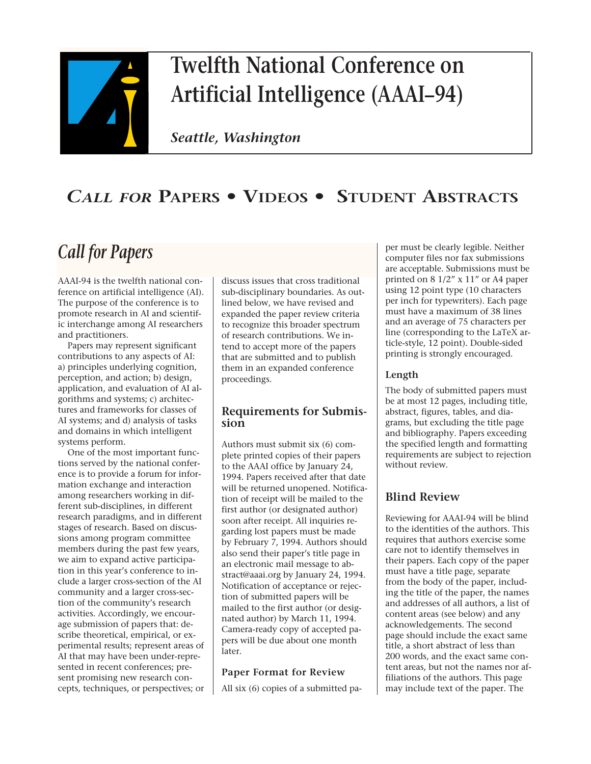# Twelfth National Conference on Artificial Intelligence (AAAI–94)

***Seattle, Washington***

## *CALL FOR* PAPERS • VIDEOS • STUDENT ABSTRACTS

# *Call for Papers*

AAAI-94 is the twelfth national conference on artificial intelligence (AI). The purpose of the conference is to promote research in AI and scientific interchange among AI researchers and practitioners.

Papers may represent significant contributions to any aspects of AI: a) principles underlying cognition, perception, and action; b) design, application, and evaluation of AI algorithms and systems; c) architectures and frameworks for classes of AI systems; and d) analysis of tasks and domains in which intelligent systems perform.

One of the most important functions served by the national conference is to provide a forum for information exchange and interaction among researchers working in different sub-disciplines, in different research paradigms, and in different stages of research. Based on discussions among program committee members during the past few years, we aim to expand active participation in this year's conference to include a larger cross-section of the AI community and a larger cross-section of the community's research activities. Accordingly, we encourage submission of papers that: describe theoretical, empirical, or experimental results; represent areas of AI that may have been under-represented in recent conferences; present promising new research concepts, techniques, or perspectives; or discuss issues that cross traditional sub-disciplinary boundaries. As outlined below, we have revised and expanded the paper review criteria to recognize this broader spectrum of research contributions. We intend to accept more of the papers that are submitted and to publish them in an expanded conference proceedings.

## Requirements for Submission

Authors must submit six (6) complete printed copies of their papers to the AAAI office by January 24, 1994. Papers received after that date will be returned unopened. Notification of receipt will be mailed to the first author (or designated author) soon after receipt. All inquiries regarding lost papers must be made by February 7, 1994. Authors should also send their paper's title page in an electronic mail message to abstract@aaai.org by January 24, 1994. Notification of acceptance or rejection of submitted papers will be mailed to the first author (or designated author) by March 11, 1994. Camera-ready copy of accepted papers will be due about one month later.

### Paper Format for Review

All six (6) copies of a submitted paper must be clearly legible. Neither computer files nor fax submissions are acceptable. Submissions must be printed on 8 1/2″ x 11″ or A4 paper using 12 point type (10 characters per inch for typewriters). Each page must have a maximum of 38 lines and an average of 75 characters per line (corresponding to the LaTeX article-style, 12 point). Double-sided printing is strongly encouraged.

### Length

The body of submitted papers must be at most 12 pages, including title, abstract, figures, tables, and diagrams, but excluding the title page and bibliography. Papers exceeding the specified length and formatting requirements are subject to rejection without review.

## Blind Review

Reviewing for AAAI-94 will be blind to the identities of the authors. This requires that authors exercise some care not to identify themselves in their papers. Each copy of the paper must have a title page, separate from the body of the paper, including the title of the paper, the names and addresses of all authors, a list of content areas (see below) and any acknowledgements. The second page should include the exact same title, a short abstract of less than 200 words, and the exact same content areas, but not the names nor affiliations of the authors. This page may include text of the paper. The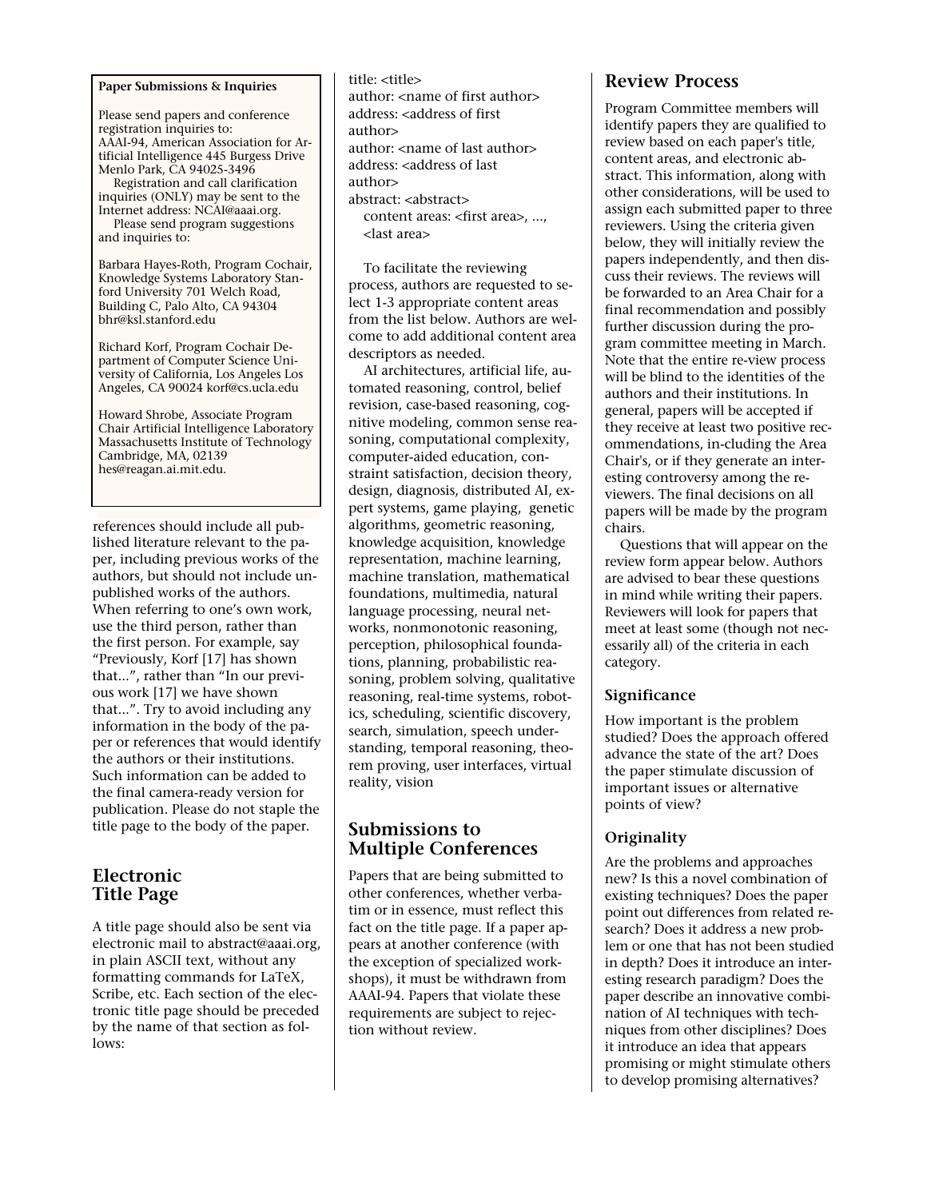**Paper Submissions & Inquiries**

Please send papers and conference registration inquiries to:
AAAI-94, American Association for Artificial Intelligence 445 Burgess Drive Menlo Park, CA 94025-3496

Registration and call clarification inquiries (ONLY) may be sent to the Internet address: NCAI@aaai.org.

Please send program suggestions and inquiries to:

Barbara Hayes-Roth, Program Cochair, Knowledge Systems Laboratory Stanford University 701 Welch Road, Building C, Palo Alto, CA 94304 bhr@ksl.stanford.edu

Richard Korf, Program Cochair Department of Computer Science University of California, Los Angeles Los Angeles, CA 90024 korf@cs.ucla.edu

Howard Shrobe, Associate Program Chair Artificial Intelligence Laboratory Massachusetts Institute of Technology Cambridge, MA, 02139 hes@reagan.ai.mit.edu.

references should include all published literature relevant to the paper, including previous works of the authors, but should not include unpublished works of the authors. When referring to one's own work, use the third person, rather than the first person. For example, say "Previously, Korf [17] has shown that...", rather than "In our previous work [17] we have shown that...". Try to avoid including any information in the body of the paper or references that would identify the authors or their institutions. Such information can be added to the final camera-ready version for publication. Please do not staple the title page to the body of the paper.

## Electronic Title Page

A title page should also be sent via electronic mail to abstract@aaai.org, in plain ASCII text, without any formatting commands for LaTeX, Scribe, etc. Each section of the electronic title page should be preceded by the name of that section as follows:

```
title: <title>
author: <name of first author>
address: <address of first author>
author: <name of last author>
address: <address of last author>
abstract: <abstract>
   content areas: <first area>, ..., <last area>
```

To facilitate the reviewing process, authors are requested to select 1-3 appropriate content areas from the list below. Authors are welcome to add additional content area descriptors as needed.

AI architectures, artificial life, automated reasoning, control, belief revision, case-based reasoning, cognitive modeling, common sense reasoning, computational complexity, computer-aided education, constraint satisfaction, decision theory, design, diagnosis, distributed AI, expert systems, game playing, genetic algorithms, geometric reasoning, knowledge acquisition, knowledge representation, machine learning, machine translation, mathematical foundations, multimedia, natural language processing, neural networks, nonmonotonic reasoning, perception, philosophical foundations, planning, probabilistic reasoning, problem solving, qualitative reasoning, real-time systems, robotics, scheduling, scientific discovery, search, simulation, speech understanding, temporal reasoning, theorem proving, user interfaces, virtual reality, vision

## Submissions to Multiple Conferences

Papers that are being submitted to other conferences, whether verbatim or in essence, must reflect this fact on the title page. If a paper appears at another conference (with the exception of specialized workshops), it must be withdrawn from AAAI-94. Papers that violate these requirements are subject to rejection without review.

## Review Process

Program Committee members will identify papers they are qualified to review based on each paper's title, content areas, and electronic abstract. This information, along with other considerations, will be used to assign each submitted paper to three reviewers. Using the criteria given below, they will initially review the papers independently, and then discuss their reviews. The reviews will be forwarded to an Area Chair for a final recommendation and possibly further discussion during the program committee meeting in March. Note that the entire re-view process will be blind to the identities of the authors and their institutions. In general, papers will be accepted if they receive at least two positive recommendations, in-cluding the Area Chair's, or if they generate an interesting controversy among the reviewers. The final decisions on all papers will be made by the program chairs.

Questions that will appear on the review form appear below. Authors are advised to bear these questions in mind while writing their papers. Reviewers will look for papers that meet at least some (though not necessarily all) of the criteria in each category.

### Significance

How important is the problem studied? Does the approach offered advance the state of the art? Does the paper stimulate discussion of important issues or alternative points of view?

### Originality

Are the problems and approaches new? Is this a novel combination of existing techniques? Does the paper point out differences from related research? Does it address a new problem or one that has not been studied in depth? Does it introduce an interesting research paradigm? Does the paper describe an innovative combination of AI techniques with techniques from other disciplines? Does it introduce an idea that appears promising or might stimulate others to develop promising alternatives?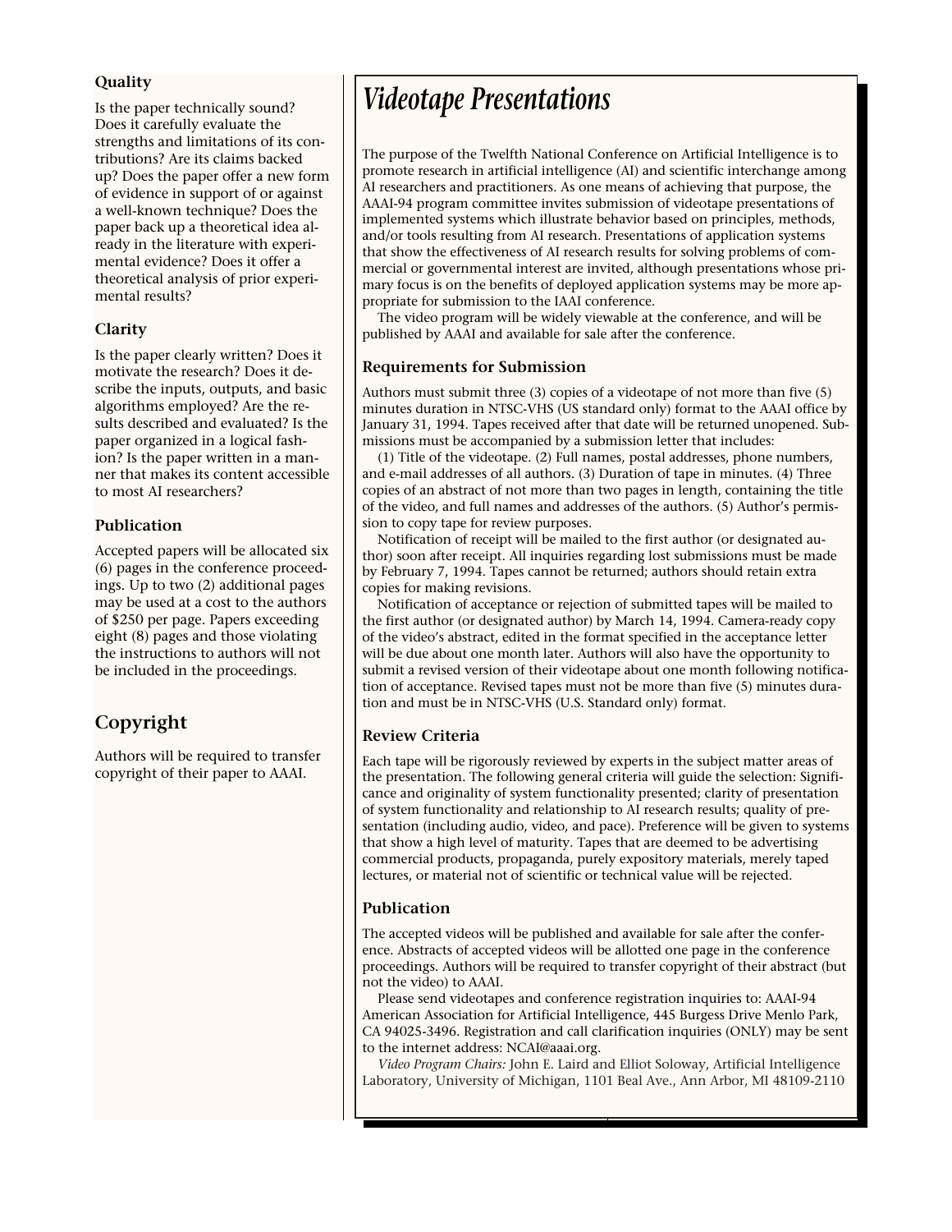### Quality

Is the paper technically sound? Does it carefully evaluate the strengths and limitations of its contributions? Are its claims backed up? Does the paper offer a new form of evidence in support of or against a well-known technique? Does the paper back up a theoretical idea already in the literature with experimental evidence? Does it offer a theoretical analysis of prior experimental results?

### Clarity

Is the paper clearly written? Does it motivate the research? Does it describe the inputs, outputs, and basic algorithms employed? Are the results described and evaluated? Is the paper organized in a logical fashion? Is the paper written in a manner that makes its content accessible to most AI researchers?

### Publication

Accepted papers will be allocated six (6) pages in the conference proceedings. Up to two (2) additional pages may be used at a cost to the authors of $250 per page. Papers exceeding eight (8) pages and those violating the instructions to authors will not be included in the proceedings.

## Copyright

Authors will be required to transfer copyright of their paper to AAAI.

# *Videotape Presentations*

The purpose of the Twelfth National Conference on Artificial Intelligence is to promote research in artificial intelligence (AI) and scientific interchange among AI researchers and practitioners. As one means of achieving that purpose, the AAAI-94 program committee invites submission of videotape presentations of implemented systems which illustrate behavior based on principles, methods, and/or tools resulting from AI research. Presentations of application systems that show the effectiveness of AI research results for solving problems of commercial or governmental interest are invited, although presentations whose primary focus is on the benefits of deployed application systems may be more appropriate for submission to the IAAI conference.

The video program will be widely viewable at the conference, and will be published by AAAI and available for sale after the conference.

### Requirements for Submission

Authors must submit three (3) copies of a videotape of not more than five (5) minutes duration in NTSC-VHS (US standard only) format to the AAAI office by January 31, 1994. Tapes received after that date will be returned unopened. Submissions must be accompanied by a submission letter that includes:

(1) Title of the videotape. (2) Full names, postal addresses, phone numbers, and e-mail addresses of all authors. (3) Duration of tape in minutes. (4) Three copies of an abstract of not more than two pages in length, containing the title of the video, and full names and addresses of the authors. (5) Author's permission to copy tape for review purposes.

Notification of receipt will be mailed to the first author (or designated author) soon after receipt. All inquiries regarding lost submissions must be made by February 7, 1994. Tapes cannot be returned; authors should retain extra copies for making revisions.

Notification of acceptance or rejection of submitted tapes will be mailed to the first author (or designated author) by March 14, 1994. Camera-ready copy of the video's abstract, edited in the format specified in the acceptance letter will be due about one month later. Authors will also have the opportunity to submit a revised version of their videotape about one month following notification of acceptance. Revised tapes must not be more than five (5) minutes duration and must be in NTSC-VHS (U.S. Standard only) format.

### Review Criteria

Each tape will be rigorously reviewed by experts in the subject matter areas of the presentation. The following general criteria will guide the selection: Significance and originality of system functionality presented; clarity of presentation of system functionality and relationship to AI research results; quality of presentation (including audio, video, and pace). Preference will be given to systems that show a high level of maturity. Tapes that are deemed to be advertising commercial products, propaganda, purely expository materials, merely taped lectures, or material not of scientific or technical value will be rejected.

### Publication

The accepted videos will be published and available for sale after the conference. Abstracts of accepted videos will be allotted one page in the conference proceedings. Authors will be required to transfer copyright of their abstract (but not the video) to AAAI.

Please send videotapes and conference registration inquiries to: AAAI-94 American Association for Artificial Intelligence, 445 Burgess Drive Menlo Park, CA 94025-3496. Registration and call clarification inquiries (ONLY) may be sent to the internet address: NCAI@aaai.org.

*Video Program Chairs:* John E. Laird and Elliot Soloway, Artificial Intelligence Laboratory, University of Michigan, 1101 Beal Ave., Ann Arbor, MI 48109-2110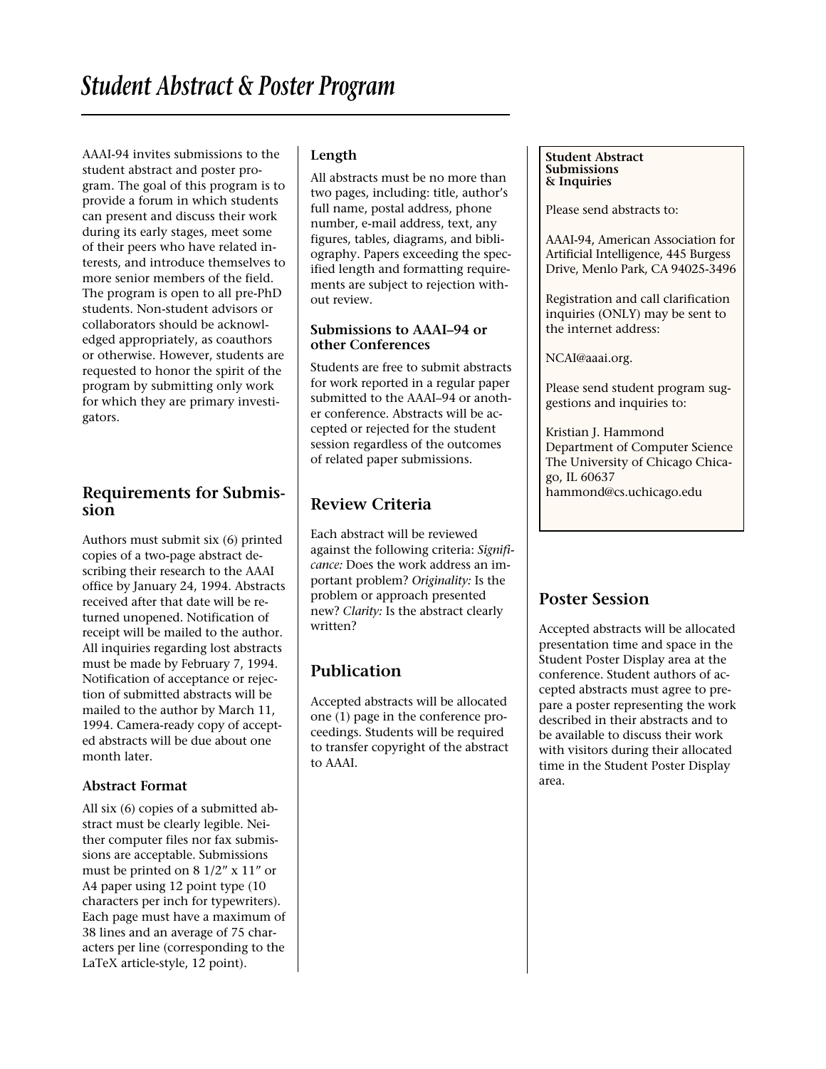# Student Abstract & Poster Program

AAAI-94 invites submissions to the student abstract and poster program. The goal of this program is to provide a forum in which students can present and discuss their work during its early stages, meet some of their peers who have related interests, and introduce themselves to more senior members of the field. The program is open to all pre-PhD students. Non-student advisors or collaborators should be acknowledged appropriately, as coauthors or otherwise. However, students are requested to honor the spirit of the program by submitting only work for which they are primary investigators.

## Requirements for Submission

Authors must submit six (6) printed copies of a two-page abstract describing their research to the AAAI office by January 24, 1994. Abstracts received after that date will be returned unopened. Notification of receipt will be mailed to the author. All inquiries regarding lost abstracts must be made by February 7, 1994. Notification of acceptance or rejection of submitted abstracts will be mailed to the author by March 11, 1994. Camera-ready copy of accepted abstracts will be due about one month later.

### Abstract Format

All six (6) copies of a submitted abstract must be clearly legible. Neither computer files nor fax submissions are acceptable. Submissions must be printed on 8 1/2″ x 11″ or A4 paper using 12 point type (10 characters per inch for typewriters). Each page must have a maximum of 38 lines and an average of 75 characters per line (corresponding to the LaTeX article-style, 12 point).

### Length

All abstracts must be no more than two pages, including: title, author's full name, postal address, phone number, e-mail address, text, any figures, tables, diagrams, and bibliography. Papers exceeding the specified length and formatting requirements are subject to rejection without review.

### Submissions to AAAI–94 or other Conferences

Students are free to submit abstracts for work reported in a regular paper submitted to the AAAI–94 or another conference. Abstracts will be accepted or rejected for the student session regardless of the outcomes of related paper submissions.

## Review Criteria

Each abstract will be reviewed against the following criteria: *Significance:* Does the work address an important problem? *Originality:* Is the problem or approach presented new? *Clarity:* Is the abstract clearly written?

## Publication

Accepted abstracts will be allocated one (1) page in the conference proceedings. Students will be required to transfer copyright of the abstract to AAAI.

**Student Abstract Submissions & Inquiries**

Please send abstracts to:

AAAI-94, American Association for Artificial Intelligence, 445 Burgess Drive, Menlo Park, CA 94025-3496

Registration and call clarification inquiries (ONLY) may be sent to the internet address:

NCAI@aaai.org.

Please send student program suggestions and inquiries to:

Kristian J. Hammond
Department of Computer Science
The University of Chicago Chicago, IL 60637
hammond@cs.uchicago.edu

## Poster Session

Accepted abstracts will be allocated presentation time and space in the Student Poster Display area at the conference. Student authors of accepted abstracts must agree to prepare a poster representing the work described in their abstracts and to be available to discuss their work with visitors during their allocated time in the Student Poster Display area.